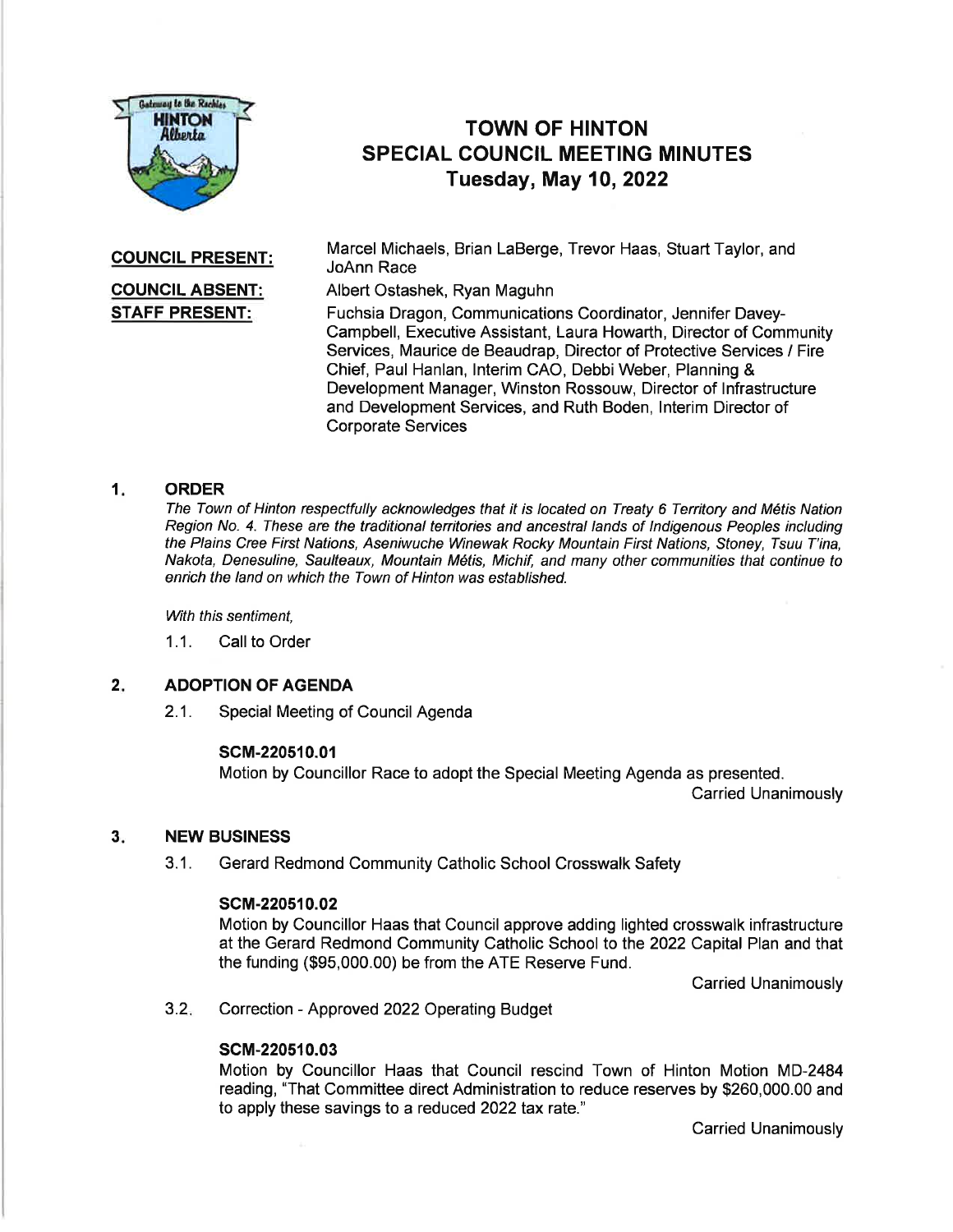# TOWN OF HINTON
## SPECIAL COUNCIL MEETING MINUTES
### Tuesday, May 10, 2022

**COUNCIL PRESENT:** Marcel Michaels, Brian LaBerge, Trevor Haas, Stuart Taylor, and JoAnn Race

**COUNCIL ABSENT:** Albert Ostashek, Ryan Maguhn

**STAFF PRESENT:** Fuchsia Dragon, Communications Coordinator, Jennifer Davey-Campbell, Executive Assistant, Laura Howarth, Director of Community Services, Maurice de Beaudrap, Director of Protective Services / Fire Chief, Paul Hanlan, Interim CAO, Debbi Weber, Planning & Development Manager, Winston Rossouw, Director of Infrastructure and Development Services, and Ruth Boden, Interim Director of Corporate Services

## 1. ORDER

*The Town of Hinton respectfully acknowledges that it is located on Treaty 6 Territory and Métis Nation Region No. 4. These are the traditional territories and ancestral lands of Indigenous Peoples including the Plains Cree First Nations, Aseniwuche Winewak Rocky Mountain First Nations, Stoney, Tsuu T'ina, Nakota, Denesuline, Saulteaux, Mountain Métis, Michif, and many other communities that continue to enrich the land on which the Town of Hinton was established.*

*With this sentiment,*

1.1. Call to Order

## 2. ADOPTION OF AGENDA

2.1. Special Meeting of Council Agenda

**SCM-220510.01**

Motion by Councillor Race to adopt the Special Meeting Agenda as presented.

Carried Unanimously

## 3. NEW BUSINESS

3.1. Gerard Redmond Community Catholic School Crosswalk Safety

**SCM-220510.02**

Motion by Councillor Haas that Council approve adding lighted crosswalk infrastructure at the Gerard Redmond Community Catholic School to the 2022 Capital Plan and that the funding ($95,000.00) be from the ATE Reserve Fund.

Carried Unanimously

3.2. Correction - Approved 2022 Operating Budget

**SCM-220510.03**

Motion by Councillor Haas that Council rescind Town of Hinton Motion MD-2484 reading, "That Committee direct Administration to reduce reserves by $260,000.00 and to apply these savings to a reduced 2022 tax rate."

Carried Unanimously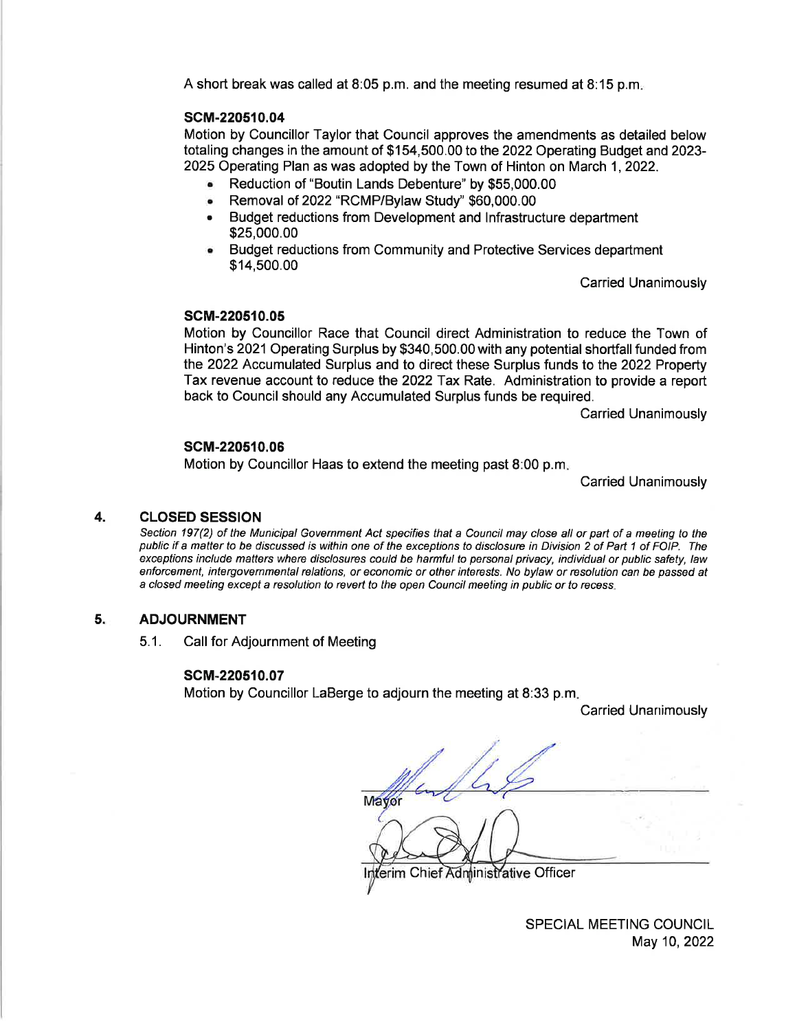A short break was called at 8:05 p.m. and the meeting resumed at 8:15 p.m.

**SCM-220510.04**

Motion by Councillor Taylor that Council approves the amendments as detailed below totaling changes in the amount of $154,500.00 to the 2022 Operating Budget and 2023-2025 Operating Plan as was adopted by the Town of Hinton on March 1, 2022.

- Reduction of "Boutin Lands Debenture" by $55,000.00
- Removal of 2022 "RCMP/Bylaw Study" $60,000.00
- Budget reductions from Development and Infrastructure department $25,000.00
- Budget reductions from Community and Protective Services department $14,500.00

Carried Unanimously

**SCM-220510.05**

Motion by Councillor Race that Council direct Administration to reduce the Town of Hinton's 2021 Operating Surplus by $340,500.00 with any potential shortfall funded from the 2022 Accumulated Surplus and to direct these Surplus funds to the 2022 Property Tax revenue account to reduce the 2022 Tax Rate. Administration to provide a report back to Council should any Accumulated Surplus funds be required.

Carried Unanimously

**SCM-220510.06**

Motion by Councillor Haas to extend the meeting past 8:00 p.m.

Carried Unanimously

## 4. CLOSED SESSION

*Section 197(2) of the Municipal Government Act specifies that a Council may close all or part of a meeting to the public if a matter to be discussed is within one of the exceptions to disclosure in Division 2 of Part 1 of FOIP. The exceptions include matters where disclosures could be harmful to personal privacy, individual or public safety, law enforcement, intergovernmental relations, or economic or other interests. No bylaw or resolution can be passed at a closed meeting except a resolution to revert to the open Council meeting in public or to recess.*

## 5. ADJOURNMENT

5.1. Call for Adjournment of Meeting

**SCM-220510.07**

Motion by Councillor LaBerge to adjourn the meeting at 8:33 p.m.

Carried Unanimously

Mayor

Interim Chief Administrative Officer

SPECIAL MEETING COUNCIL
May 10, 2022